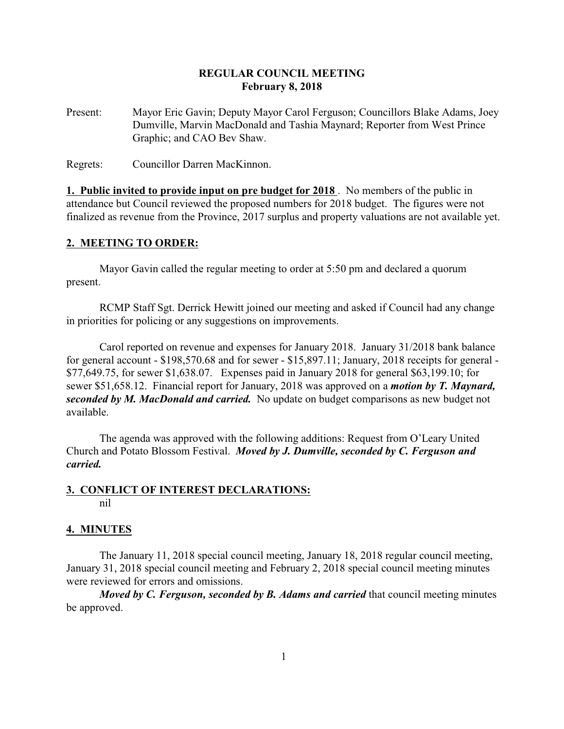# REGULAR COUNCIL MEETING
## February 8, 2018

Present: Mayor Eric Gavin; Deputy Mayor Carol Ferguson; Councillors Blake Adams, Joey Dumville, Marvin MacDonald and Tashia Maynard; Reporter from West Prince Graphic; and CAO Bev Shaw.

Regrets: Councillor Darren MacKinnon.

**1. Public invited to provide input on pre budget for 2018** . No members of the public in attendance but Council reviewed the proposed numbers for 2018 budget. The figures were not finalized as revenue from the Province, 2017 surplus and property valuations are not available yet.

## 2. MEETING TO ORDER:

Mayor Gavin called the regular meeting to order at 5:50 pm and declared a quorum present.

RCMP Staff Sgt. Derrick Hewitt joined our meeting and asked if Council had any change in priorities for policing or any suggestions on improvements.

Carol reported on revenue and expenses for January 2018. January 31/2018 bank balance for general account - $198,570.68 and for sewer - $15,897.11; January, 2018 receipts for general - $77,649.75, for sewer $1,638.07. Expenses paid in January 2018 for general $63,199.10; for sewer $51,658.12. Financial report for January, 2018 was approved on a ***motion by T. Maynard, seconded by M. MacDonald and carried.*** No update on budget comparisons as new budget not available.

The agenda was approved with the following additions: Request from O'Leary United Church and Potato Blossom Festival. ***Moved by J. Dumville, seconded by C. Ferguson and carried.***

## 3. CONFLICT OF INTEREST DECLARATIONS:

nil

## 4. MINUTES

The January 11, 2018 special council meeting, January 18, 2018 regular council meeting, January 31, 2018 special council meeting and February 2, 2018 special council meeting minutes were reviewed for errors and omissions.

***Moved by C. Ferguson, seconded by B. Adams and carried*** that council meeting minutes be approved.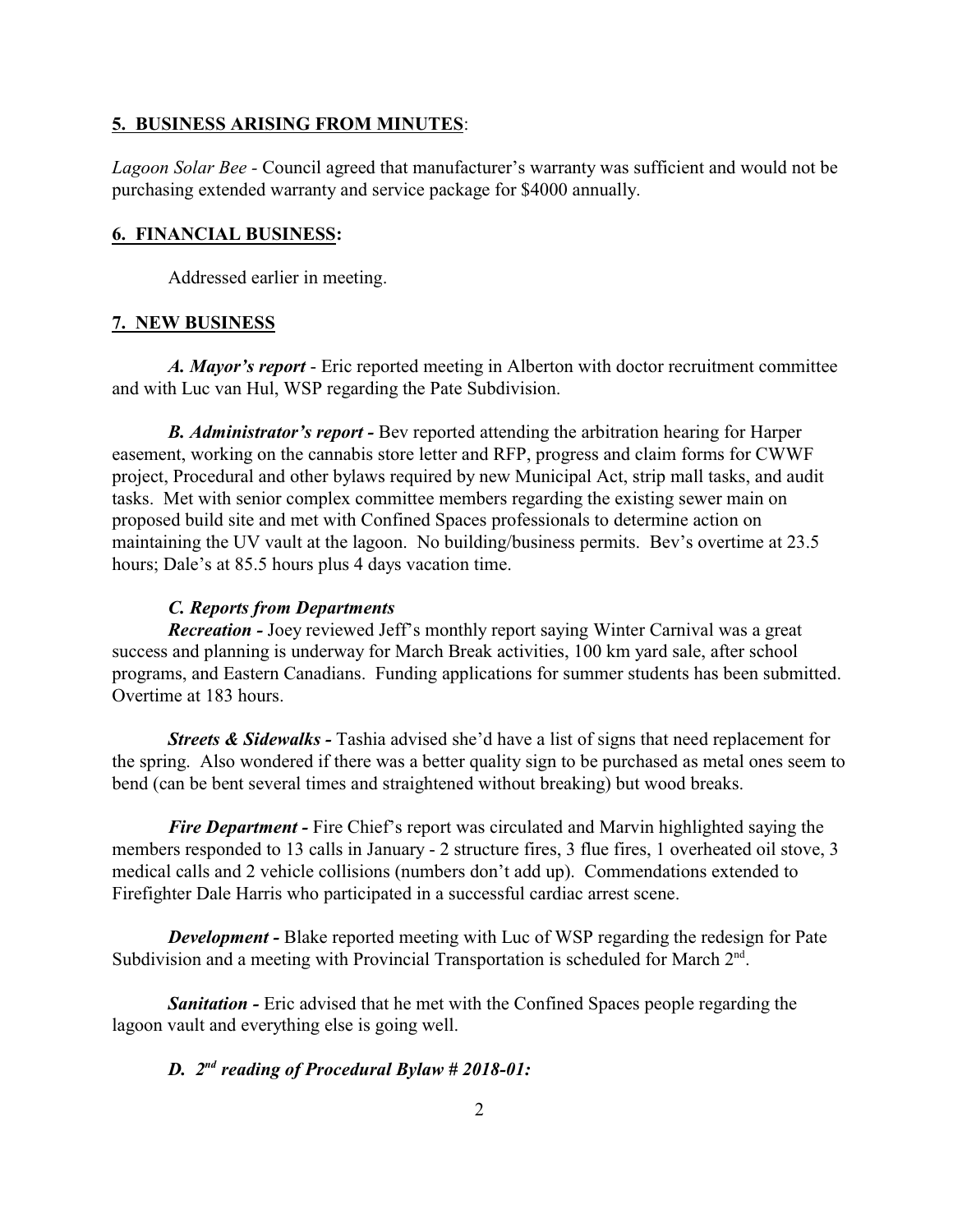## 5. BUSINESS ARISING FROM MINUTES:

*Lagoon Solar Bee* - Council agreed that manufacturer's warranty was sufficient and would not be purchasing extended warranty and service package for $4000 annually.

## 6. FINANCIAL BUSINESS:

Addressed earlier in meeting.

## 7. NEW BUSINESS

***A. Mayor's report*** - Eric reported meeting in Alberton with doctor recruitment committee and with Luc van Hul, WSP regarding the Pate Subdivision.

***B. Administrator's report*** - Bev reported attending the arbitration hearing for Harper easement, working on the cannabis store letter and RFP, progress and claim forms for CWWF project, Procedural and other bylaws required by new Municipal Act, strip mall tasks, and audit tasks. Met with senior complex committee members regarding the existing sewer main on proposed build site and met with Confined Spaces professionals to determine action on maintaining the UV vault at the lagoon. No building/business permits. Bev's overtime at 23.5 hours; Dale's at 85.5 hours plus 4 days vacation time.

***C. Reports from Departments***

***Recreation*** - Joey reviewed Jeff's monthly report saying Winter Carnival was a great success and planning is underway for March Break activities, 100 km yard sale, after school programs, and Eastern Canadians. Funding applications for summer students has been submitted. Overtime at 183 hours.

***Streets & Sidewalks*** - Tashia advised she'd have a list of signs that need replacement for the spring. Also wondered if there was a better quality sign to be purchased as metal ones seem to bend (can be bent several times and straightened without breaking) but wood breaks.

***Fire Department*** - Fire Chief's report was circulated and Marvin highlighted saying the members responded to 13 calls in January - 2 structure fires, 3 flue fires, 1 overheated oil stove, 3 medical calls and 2 vehicle collisions (numbers don't add up). Commendations extended to Firefighter Dale Harris who participated in a successful cardiac arrest scene.

***Development*** - Blake reported meeting with Luc of WSP regarding the redesign for Pate Subdivision and a meeting with Provincial Transportation is scheduled for March 2nd.

***Sanitation*** - Eric advised that he met with the Confined Spaces people regarding the lagoon vault and everything else is going well.

***D. 2nd reading of Procedural Bylaw # 2018-01:***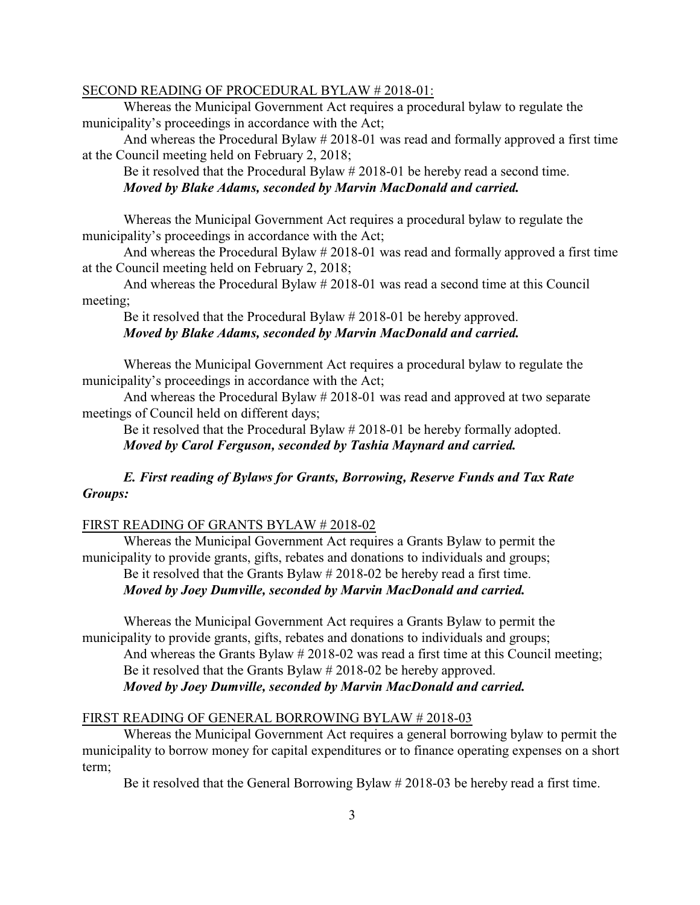SECOND READING OF PROCEDURAL BYLAW # 2018-01:

Whereas the Municipal Government Act requires a procedural bylaw to regulate the municipality's proceedings in accordance with the Act;

And whereas the Procedural Bylaw # 2018-01 was read and formally approved a first time at the Council meeting held on February 2, 2018;

Be it resolved that the Procedural Bylaw # 2018-01 be hereby read a second time.

***Moved by Blake Adams, seconded by Marvin MacDonald and carried.***

Whereas the Municipal Government Act requires a procedural bylaw to regulate the municipality's proceedings in accordance with the Act;

And whereas the Procedural Bylaw # 2018-01 was read and formally approved a first time at the Council meeting held on February 2, 2018;

And whereas the Procedural Bylaw # 2018-01 was read a second time at this Council meeting;

Be it resolved that the Procedural Bylaw # 2018-01 be hereby approved.

***Moved by Blake Adams, seconded by Marvin MacDonald and carried.***

Whereas the Municipal Government Act requires a procedural bylaw to regulate the municipality's proceedings in accordance with the Act;

And whereas the Procedural Bylaw # 2018-01 was read and approved at two separate meetings of Council held on different days;

Be it resolved that the Procedural Bylaw # 2018-01 be hereby formally adopted.

***Moved by Carol Ferguson, seconded by Tashia Maynard and carried.***

***E. First reading of Bylaws for Grants, Borrowing, Reserve Funds and Tax Rate Groups:***

FIRST READING OF GRANTS BYLAW # 2018-02

Whereas the Municipal Government Act requires a Grants Bylaw to permit the municipality to provide grants, gifts, rebates and donations to individuals and groups;

Be it resolved that the Grants Bylaw # 2018-02 be hereby read a first time.

***Moved by Joey Dumville, seconded by Marvin MacDonald and carried.***

Whereas the Municipal Government Act requires a Grants Bylaw to permit the municipality to provide grants, gifts, rebates and donations to individuals and groups;

And whereas the Grants Bylaw # 2018-02 was read a first time at this Council meeting;

Be it resolved that the Grants Bylaw # 2018-02 be hereby approved.

***Moved by Joey Dumville, seconded by Marvin MacDonald and carried.***

FIRST READING OF GENERAL BORROWING BYLAW # 2018-03

Whereas the Municipal Government Act requires a general borrowing bylaw to permit the municipality to borrow money for capital expenditures or to finance operating expenses on a short term;

Be it resolved that the General Borrowing Bylaw # 2018-03 be hereby read a first time.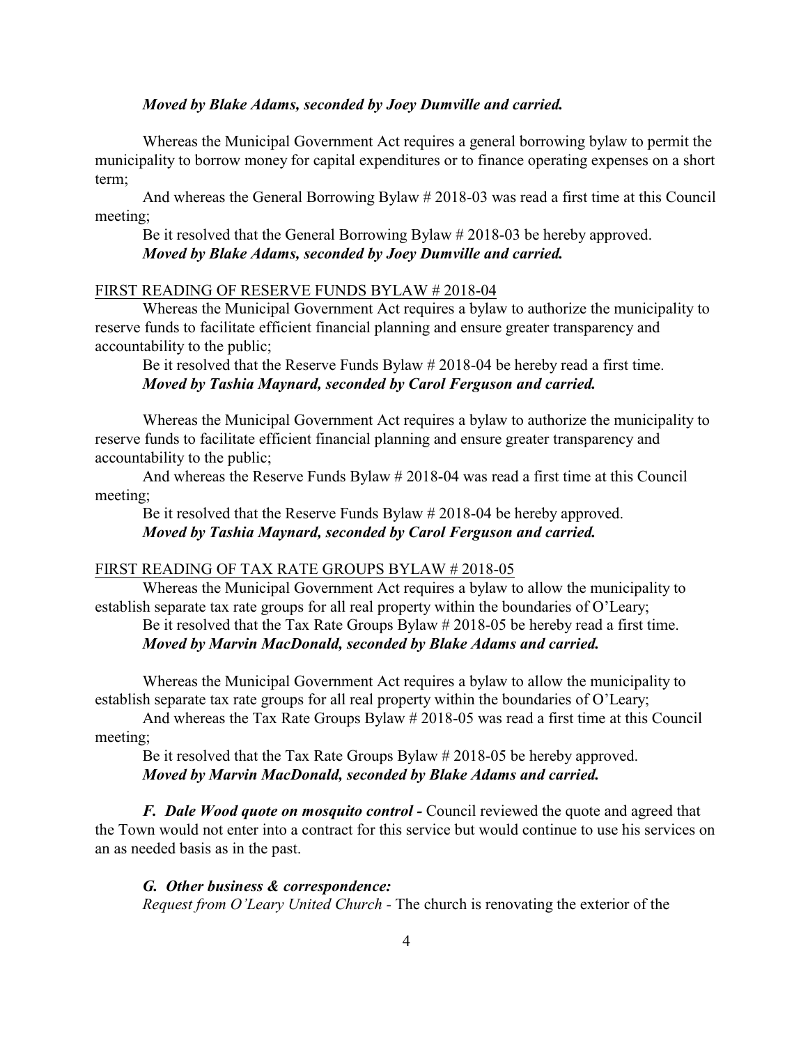*Moved by Blake Adams, seconded by Joey Dumville and carried.*

Whereas the Municipal Government Act requires a general borrowing bylaw to permit the municipality to borrow money for capital expenditures or to finance operating expenses on a short term;

And whereas the General Borrowing Bylaw # 2018-03 was read a first time at this Council meeting;

Be it resolved that the General Borrowing Bylaw # 2018-03 be hereby approved.
*Moved by Blake Adams, seconded by Joey Dumville and carried.*

FIRST READING OF RESERVE FUNDS BYLAW # 2018-04

Whereas the Municipal Government Act requires a bylaw to authorize the municipality to reserve funds to facilitate efficient financial planning and ensure greater transparency and accountability to the public;

Be it resolved that the Reserve Funds Bylaw # 2018-04 be hereby read a first time.
*Moved by Tashia Maynard, seconded by Carol Ferguson and carried.*

Whereas the Municipal Government Act requires a bylaw to authorize the municipality to reserve funds to facilitate efficient financial planning and ensure greater transparency and accountability to the public;

And whereas the Reserve Funds Bylaw # 2018-04 was read a first time at this Council meeting;

Be it resolved that the Reserve Funds Bylaw # 2018-04 be hereby approved.
*Moved by Tashia Maynard, seconded by Carol Ferguson and carried.*

FIRST READING OF TAX RATE GROUPS BYLAW # 2018-05

Whereas the Municipal Government Act requires a bylaw to allow the municipality to establish separate tax rate groups for all real property within the boundaries of O'Leary;

Be it resolved that the Tax Rate Groups Bylaw # 2018-05 be hereby read a first time.
*Moved by Marvin MacDonald, seconded by Blake Adams and carried.*

Whereas the Municipal Government Act requires a bylaw to allow the municipality to establish separate tax rate groups for all real property within the boundaries of O'Leary;

And whereas the Tax Rate Groups Bylaw # 2018-05 was read a first time at this Council meeting;

Be it resolved that the Tax Rate Groups Bylaw # 2018-05 be hereby approved.
*Moved by Marvin MacDonald, seconded by Blake Adams and carried.*

***F. Dale Wood quote on mosquito control -*** Council reviewed the quote and agreed that the Town would not enter into a contract for this service but would continue to use his services on an as needed basis as in the past.

***G. Other business & correspondence:***

*Request from O'Leary United Church* - The church is renovating the exterior of the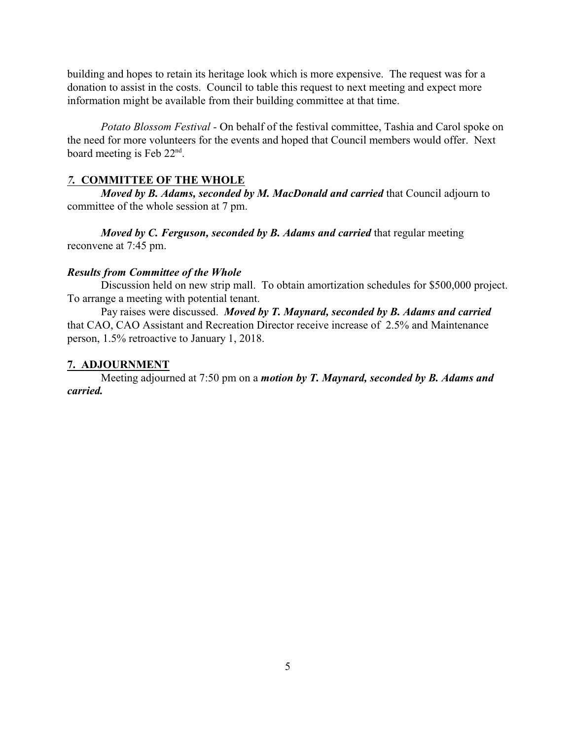building and hopes to retain its heritage look which is more expensive. The request was for a donation to assist in the costs. Council to table this request to next meeting and expect more information might be available from their building committee at that time.

*Potato Blossom Festival* - On behalf of the festival committee, Tashia and Carol spoke on the need for more volunteers for the events and hoped that Council members would offer. Next board meeting is Feb 22nd.

## *7.* COMMITTEE OF THE WHOLE

***Moved by B. Adams, seconded by M. MacDonald and carried*** that Council adjourn to committee of the whole session at 7 pm.

***Moved by C. Ferguson, seconded by B. Adams and carried*** that regular meeting reconvene at 7:45 pm.

***Results from Committee of the Whole***

Discussion held on new strip mall. To obtain amortization schedules for $500,000 project. To arrange a meeting with potential tenant.

Pay raises were discussed. ***Moved by T. Maynard, seconded by B. Adams and carried*** that CAO, CAO Assistant and Recreation Director receive increase of 2.5% and Maintenance person, 1.5% retroactive to January 1, 2018.

## 7. ADJOURNMENT

Meeting adjourned at 7:50 pm on a ***motion by T. Maynard, seconded by B. Adams and carried.***